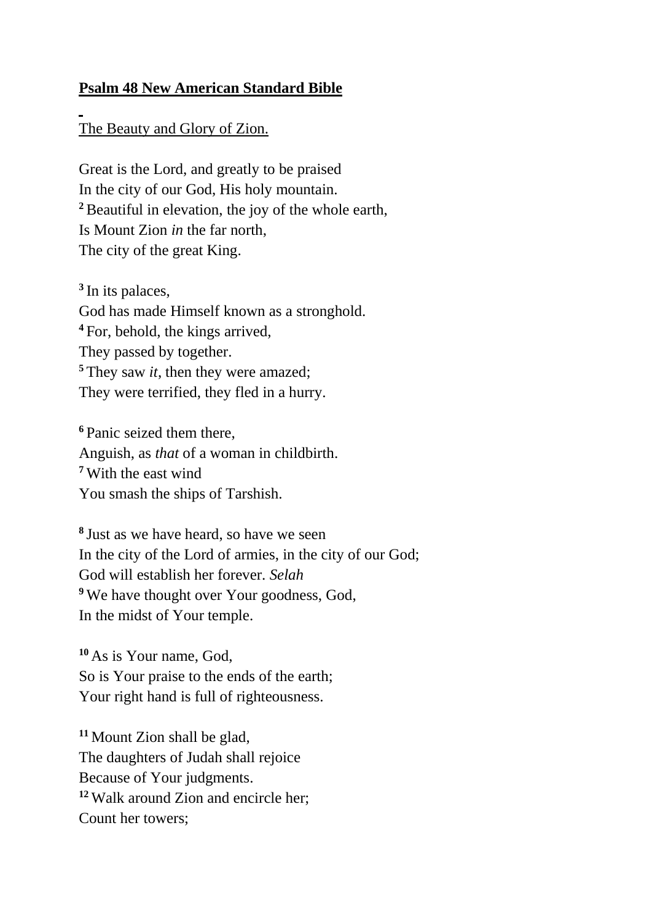**<u>Psalm 48 New American Standard Bible</u>**

<u>The Beauty and Glory of Zion.</u>

Great is the Lord, and greatly to be praised
In the city of our God, His holy mountain.
[2] Beautiful in elevation, the joy of the whole earth,
Is Mount Zion *in* the far north,
The city of the great King.

[3] In its palaces,
God has made Himself known as a stronghold.
[4] For, behold, the kings arrived,
They passed by together.
[5] They saw *it*, then they were amazed;
They were terrified, they fled in a hurry.

[6] Panic seized them there,
Anguish, as *that* of a woman in childbirth.
[7] With the east wind
You smash the ships of Tarshish.

[8] Just as we have heard, so have we seen
In the city of the Lord of armies, in the city of our God;
God will establish her forever. *Selah*
[9] We have thought over Your goodness, God,
In the midst of Your temple.

[10] As is Your name, God,
So is Your praise to the ends of the earth;
Your right hand is full of righteousness.

[11] Mount Zion shall be glad,
The daughters of Judah shall rejoice
Because of Your judgments.
[12] Walk around Zion and encircle her;
Count her towers;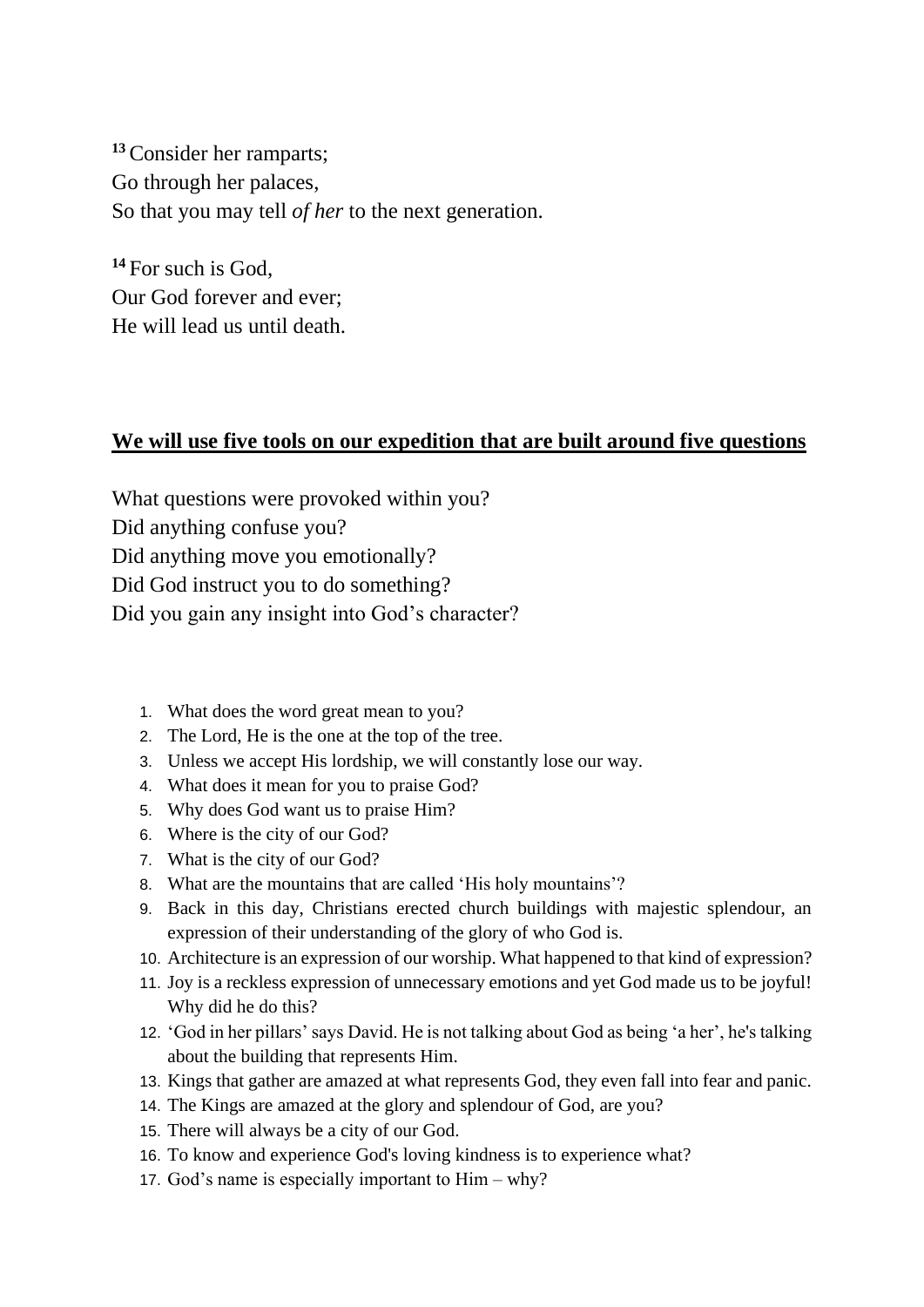[13] Consider her ramparts;
Go through her palaces,
So that you may tell *of her* to the next generation.

[14] For such is God,
Our God forever and ever;
He will lead us until death.

**<u>We will use five tools on our expedition that are built around five questions</u>**

What questions were provoked within you?
Did anything confuse you?
Did anything move you emotionally?
Did God instruct you to do something?
Did you gain any insight into God's character?

1. What does the word great mean to you?
2. The Lord, He is the one at the top of the tree.
3. Unless we accept His lordship, we will constantly lose our way.
4. What does it mean for you to praise God?
5. Why does God want us to praise Him?
6. Where is the city of our God?
7. What is the city of our God?
8. What are the mountains that are called 'His holy mountains'?
9. Back in this day, Christians erected church buildings with majestic splendour, an expression of their understanding of the glory of who God is.
10. Architecture is an expression of our worship. What happened to that kind of expression?
11. Joy is a reckless expression of unnecessary emotions and yet God made us to be joyful! Why did he do this?
12. 'God in her pillars' says David. He is not talking about God as being 'a her', he's talking about the building that represents Him.
13. Kings that gather are amazed at what represents God, they even fall into fear and panic.
14. The Kings are amazed at the glory and splendour of God, are you?
15. There will always be a city of our God.
16. To know and experience God's loving kindness is to experience what?
17. God's name is especially important to Him – why?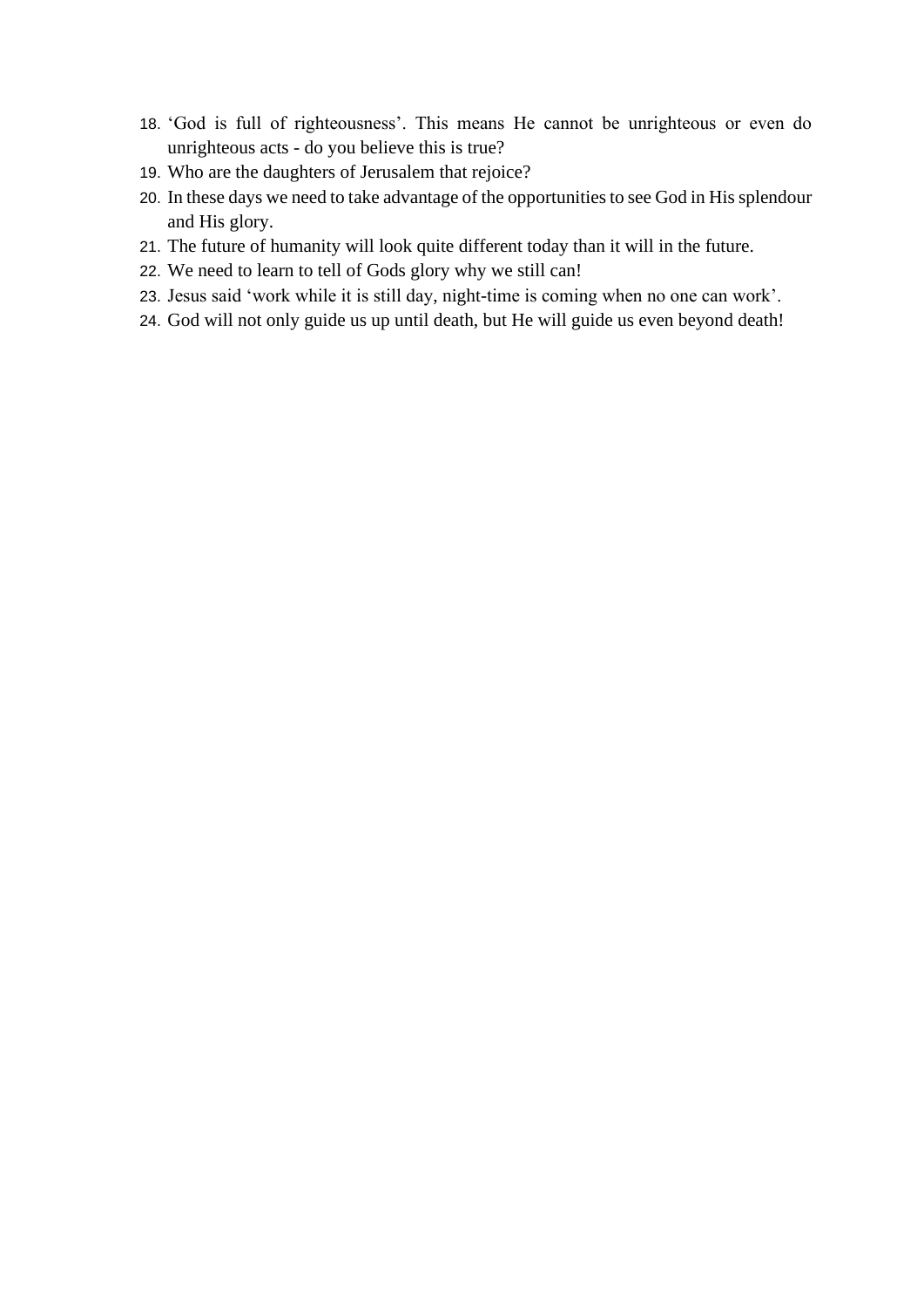18. ‘God is full of righteousness’. This means He cannot be unrighteous or even do unrighteous acts - do you believe this is true?
19. Who are the daughters of Jerusalem that rejoice?
20. In these days we need to take advantage of the opportunities to see God in His splendour and His glory.
21. The future of humanity will look quite different today than it will in the future.
22. We need to learn to tell of Gods glory why we still can!
23. Jesus said ‘work while it is still day, night-time is coming when no one can work’.
24. God will not only guide us up until death, but He will guide us even beyond death!